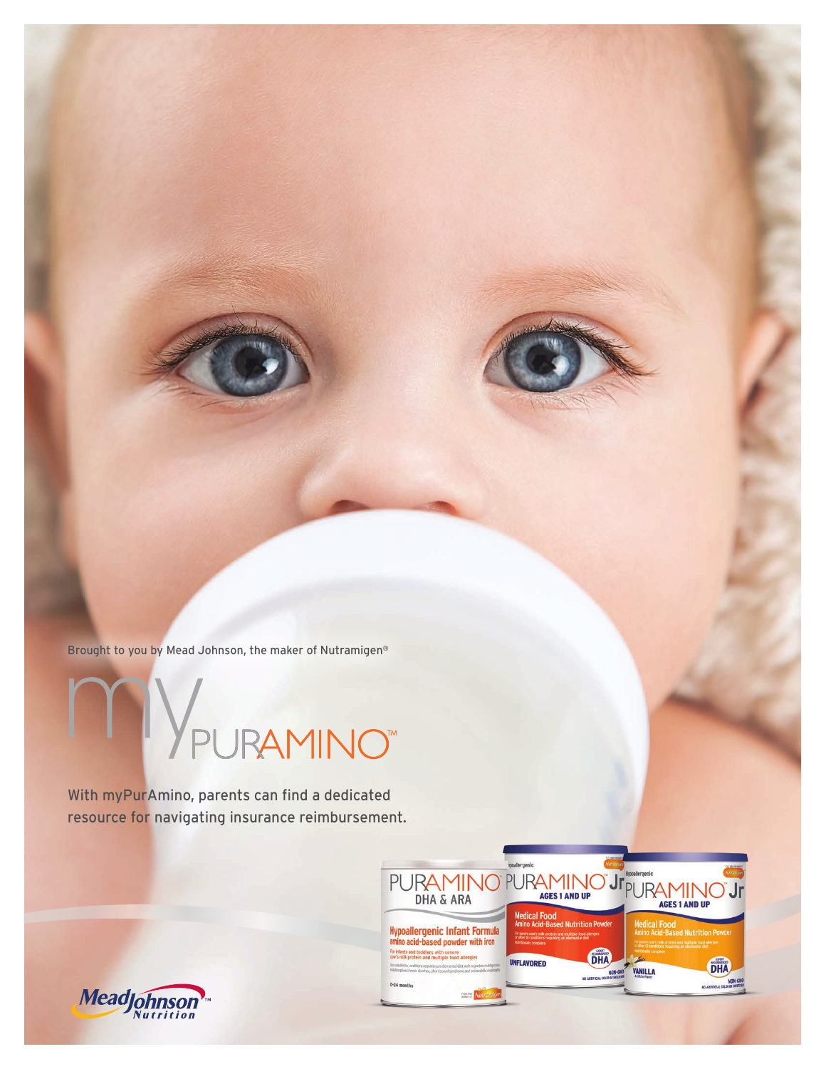Brought to you by Mead Johnson, the maker of Nutramigen®

# myPurAmino™

With myPurAmino, parents can find a dedicated resource for navigating insurance reimbursement.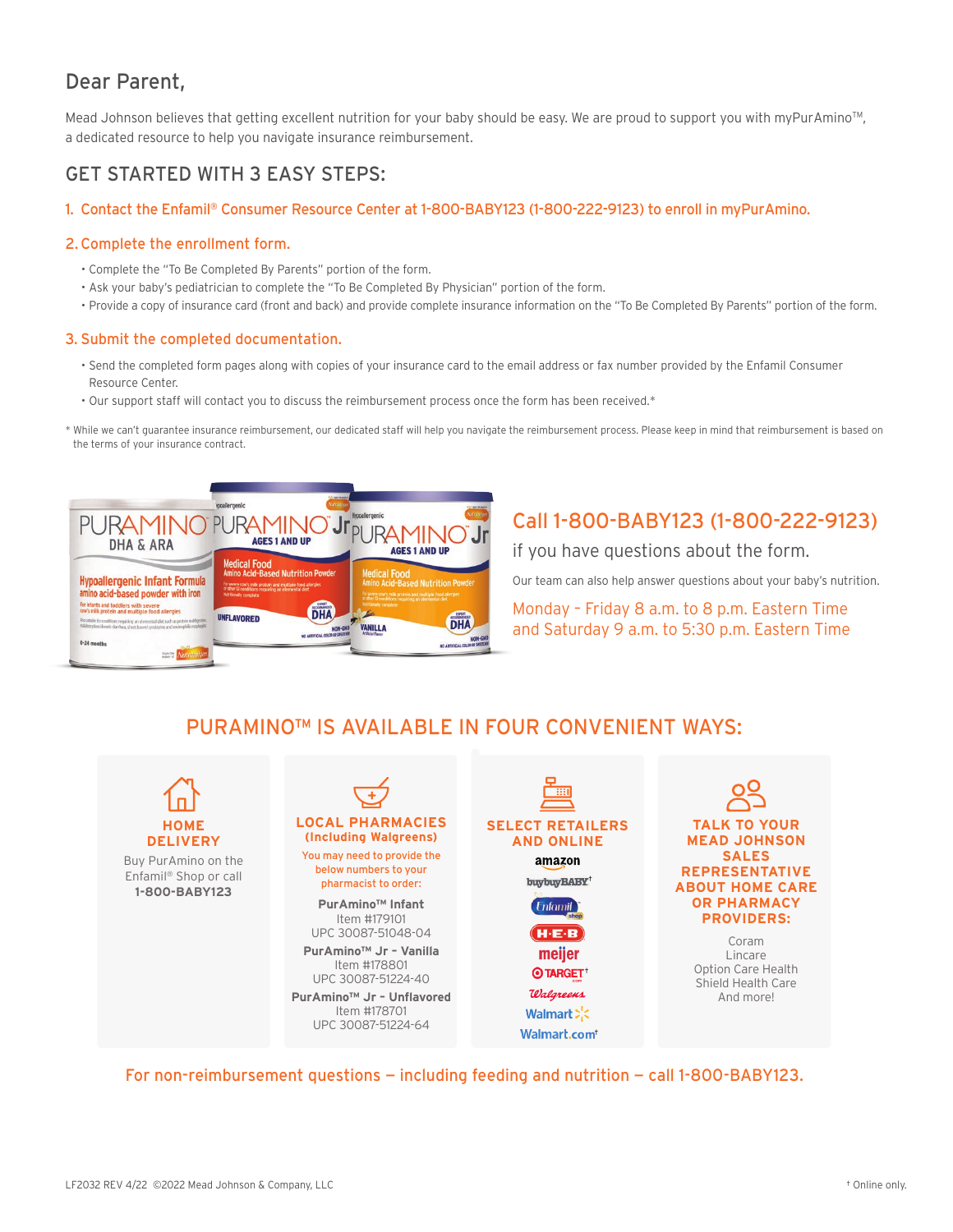# Dear Parent,

Mead Johnson believes that getting excellent nutrition for your baby should be easy. We are proud to support you with myPurAmino™, a dedicated resource to help you navigate insurance reimbursement.

## GET STARTED WITH 3 EASY STEPS:

### 1. Contact the Enfamil® Consumer Resource Center at 1-800-BABY123 (1-800-222-9123) to enroll in myPurAmino.

### 2. Complete the enrollment form.

- Complete the "To Be Completed By Parents" portion of the form.
- Ask your baby's pediatrician to complete the "To Be Completed By Physician" portion of the form.
- Provide a copy of insurance card (front and back) and provide complete insurance information on the "To Be Completed By Parents" portion of the form.

### 3. Submit the completed documentation.

- Send the completed form pages along with copies of your insurance card to the email address or fax number provided by the Enfamil Consumer Resource Center.
- Our support staff will contact you to discuss the reimbursement process once the form has been received.*

* While we can't guarantee insurance reimbursement, our dedicated staff will help you navigate the reimbursement process. Please keep in mind that reimbursement is based on the terms of your insurance contract.

## Call 1-800-BABY123 (1-800-222-9123)

if you have questions about the form.

Our team can also help answer questions about your baby's nutrition.

Monday – Friday 8 a.m. to 8 p.m. Eastern Time
and Saturday 9 a.m. to 5:30 p.m. Eastern Time

## PURAMINO™ IS AVAILABLE IN FOUR CONVENIENT WAYS:

### HOME DELIVERY

Buy PurAmino on the Enfamil® Shop or call **1-800-BABY123**

### LOCAL PHARMACIES (Including Walgreens)

You may need to provide the below numbers to your pharmacist to order:

**PurAmino™ Infant**
Item #179101
UPC 30087-51048-04

**PurAmino™ Jr - Vanilla**
Item #178801
UPC 30087-51224-40

**PurAmino™ Jr - Unflavored**
Item #178701
UPC 30087-51224-64

### SELECT RETAILERS AND ONLINE

- amazon
- buybuyBABY†
- Enfamil shop
- H-E-B
- meijer
- TARGET†
- Walgreens
- Walmart
- Walmart.com†

### TALK TO YOUR MEAD JOHNSON SALES REPRESENTATIVE ABOUT HOME CARE OR PHARMACY PROVIDERS:

- Coram
- Lincare
- Option Care Health
- Shield Health Care
- And more!

**For non-reimbursement questions – including feeding and nutrition – call 1-800-BABY123.**

LF2032 REV 4/22 ©2022 Mead Johnson & Company, LLC

† Online only.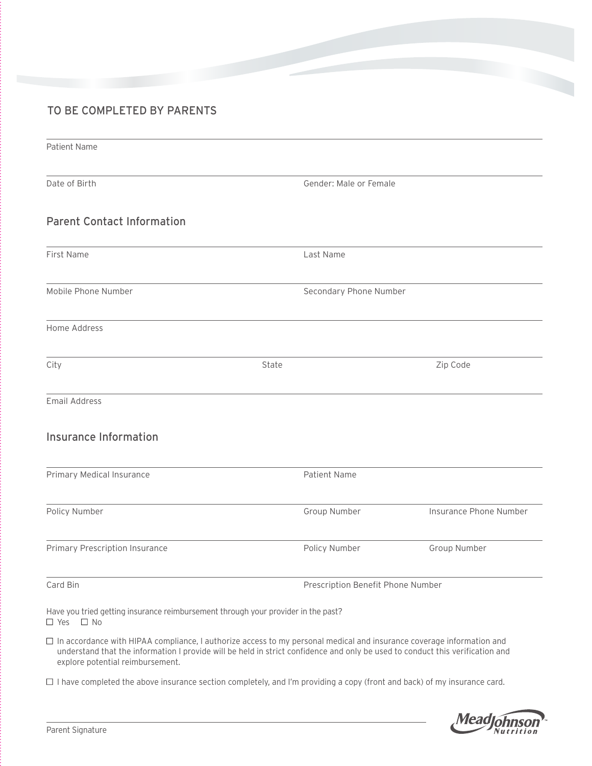## TO BE COMPLETED BY PARENTS

Patient Name

Date of Birth

Gender: Male or Female

### Parent Contact Information

First Name

Last Name

Mobile Phone Number

Secondary Phone Number

Home Address

City

State

Zip Code

Email Address

### Insurance Information

Primary Medical Insurance

Patient Name

Policy Number

Group Number

Insurance Phone Number

Primary Prescription Insurance

Policy Number

Group Number

Card Bin

Prescription Benefit Phone Number

Have you tried getting insurance reimbursement through your provider in the past?

☐ Yes ☐ No

☐ In accordance with HIPAA compliance, I authorize access to my personal medical and insurance coverage information and understand that the information I provide will be held in strict confidence and only be used to conduct this verification and explore potential reimbursement.

☐ I have completed the above insurance section completely, and I'm providing a copy (front and back) of my insurance card.

Parent Signature

MeadJohnson Nutrition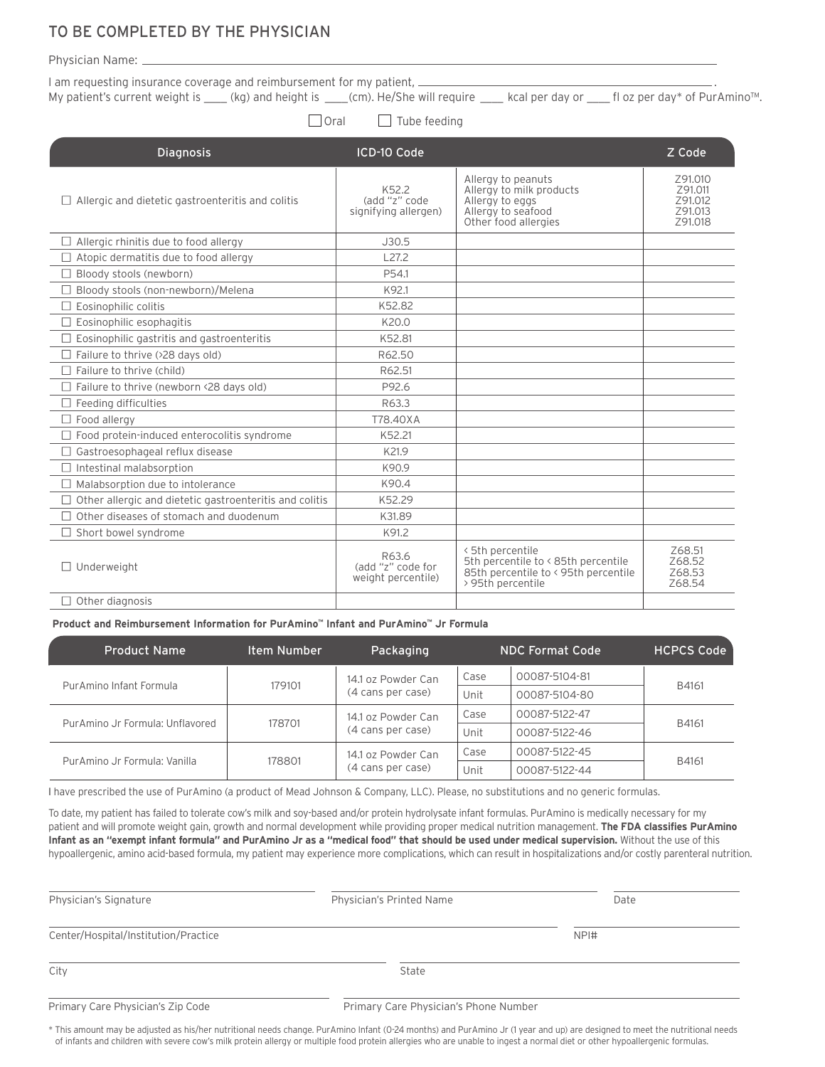# TO BE COMPLETED BY THE PHYSICIAN

Physician Name: \_\_\_\_\_\_\_\_\_\_\_\_\_\_\_\_\_\_\_\_\_\_\_\_\_\_\_\_\_\_\_\_\_\_\_\_\_\_\_\_

I am requesting insurance coverage and reimbursement for my patient, \_\_\_\_\_\_\_\_\_\_\_\_\_\_\_\_\_\_\_\_\_\_\_\_\_\_\_\_\_\_\_\_\_\_\_\_\_\_\_\_.
My patient's current weight is \_\_\_\_ (kg) and height is \_\_\_\_(cm). He/She will require \_\_\_\_ kcal per day or \_\_\_\_ fl oz per day* of PurAmino™.

☐ Oral ☐ Tube feeding

| Diagnosis | ICD-10 Code | | Z Code |
|---|---|---|---|
| ☐ Allergic and dietetic gastroenteritis and colitis | K52.2 (add "z" code signifying allergen) | Allergy to peanuts<br>Allergy to milk products<br>Allergy to eggs<br>Allergy to seafood<br>Other food allergies | Z91.010<br>Z91.011<br>Z91.012<br>Z91.013<br>Z91.018 |
| ☐ Allergic rhinitis due to food allergy | J30.5 | | |
| ☐ Atopic dermatitis due to food allergy | L27.2 | | |
| ☐ Bloody stools (newborn) | P54.1 | | |
| ☐ Bloody stools (non-newborn)/Melena | K92.1 | | |
| ☐ Eosinophilic colitis | K52.82 | | |
| ☐ Eosinophilic esophagitis | K20.0 | | |
| ☐ Eosinophilic gastritis and gastroenteritis | K52.81 | | |
| ☐ Failure to thrive (>28 days old) | R62.50 | | |
| ☐ Failure to thrive (child) | R62.51 | | |
| ☐ Failure to thrive (newborn <28 days old) | P92.6 | | |
| ☐ Feeding difficulties | R63.3 | | |
| ☐ Food allergy | T78.40XA | | |
| ☐ Food protein-induced enterocolitis syndrome | K52.21 | | |
| ☐ Gastroesophageal reflux disease | K21.9 | | |
| ☐ Intestinal malabsorption | K90.9 | | |
| ☐ Malabsorption due to intolerance | K90.4 | | |
| ☐ Other allergic and dietetic gastroenteritis and colitis | K52.29 | | |
| ☐ Other diseases of stomach and duodenum | K31.89 | | |
| ☐ Short bowel syndrome | K91.2 | | |
| ☐ Underweight | R63.6 (add "z" code for weight percentile) | < 5th percentile<br>5th percentile to < 85th percentile<br>85th percentile to < 95th percentile<br>> 95th percentile | Z68.51<br>Z68.52<br>Z68.53<br>Z68.54 |
| ☐ Other diagnosis | | | |

**Product and Reimbursement Information for PurAmino™ Infant and PurAmino™ Jr Formula**

| Product Name | Item Number | Packaging | NDC Format Code | | HCPCS Code |
|---|---|---|---|---|---|
| PurAmino Infant Formula | 179101 | 14.1 oz Powder Can (4 cans per case) | Case | 00087-5104-81 | B4161 |
| | | | Unit | 00087-5104-80 | |
| PurAmino Jr Formula: Unflavored | 178701 | 14.1 oz Powder Can (4 cans per case) | Case | 00087-5122-47 | B4161 |
| | | | Unit | 00087-5122-46 | |
| PurAmino Jr Formula: Vanilla | 178801 | 14.1 oz Powder Can (4 cans per case) | Case | 00087-5122-45 | B4161 |
| | | | Unit | 00087-5122-44 | |

I have prescribed the use of PurAmino (a product of Mead Johnson & Company, LLC). Please, no substitutions and no generic formulas.

To date, my patient has failed to tolerate cow's milk and soy-based and/or protein hydrolysate infant formulas. PurAmino is medically necessary for my patient and will promote weight gain, growth and normal development while providing proper medical nutrition management. **The FDA classifies PurAmino Infant as an "exempt infant formula" and PurAmino Jr as a "medical food" that should be used under medical supervision.** Without the use of this hypoallergenic, amino acid-based formula, my patient may experience more complications, which can result in hospitalizations and/or costly parenteral nutrition.

Physician's Signature \_\_\_\_\_\_\_\_\_\_ Physician's Printed Name \_\_\_\_\_\_\_\_\_\_ Date \_\_\_\_\_\_\_\_\_\_

Center/Hospital/Institution/Practice \_\_\_\_\_\_\_\_\_\_ NPI# \_\_\_\_\_\_\_\_\_\_

City \_\_\_\_\_\_\_\_\_\_ State \_\_\_\_\_\_\_\_\_\_

Primary Care Physician's Zip Code \_\_\_\_\_\_\_\_\_\_ Primary Care Physician's Phone Number \_\_\_\_\_\_\_\_\_\_

\* This amount may be adjusted as his/her nutritional needs change. PurAmino Infant (0-24 months) and PurAmino Jr (1 year and up) are designed to meet the nutritional needs of infants and children with severe cow's milk protein allergy or multiple food protein allergies who are unable to ingest a normal diet or other hypoallergenic formulas.